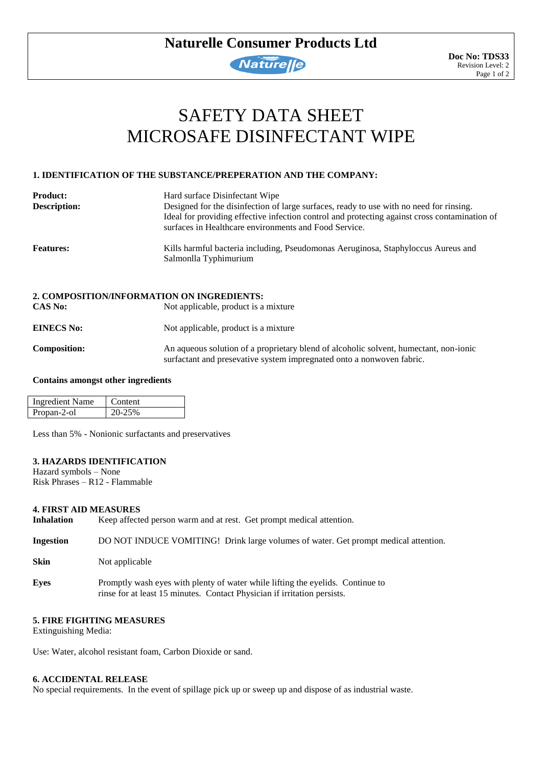# Naturelle Consumer Products Ltd

**Doc No: TDS33**
Revision Level: 2

# SAFETY DATA SHEET
# MICROSAFE DISINFECTANT WIPE

## 1. IDENTIFICATION OF THE SUBSTANCE/PREPERATION AND THE COMPANY:

**Product:** Hard surface Disinfectant Wipe

**Description:** Designed for the disinfection of large surfaces, ready to use with no need for rinsing. Ideal for providing effective infection control and protecting against cross contamination of surfaces in Healthcare environments and Food Service.

**Features:** Kills harmful bacteria including, Pseudomonas Aeruginosa, Staphyloccus Aureus and Salmonlla Typhimurium

## 2. COMPOSITION/INFORMATION ON INGREDIENTS:

**CAS No:** Not applicable, product is a mixture

**EINECS No:** Not applicable, product is a mixture

**Composition:** An aqueous solution of a proprietary blend of alcoholic solvent, humectant, non-ionic surfactant and presevative system impregnated onto a nonwoven fabric.

**Contains amongst other ingredients**

| Ingredient Name | Content |
| --- | --- |
| Propan-2-ol | 20-25% |

Less than 5% - Nonionic surfactants and preservatives

## 3. HAZARDS IDENTIFICATION

Hazard symbols – None
Risk Phrases – R12 - Flammable

## 4. FIRST AID MEASURES

**Inhalation** Keep affected person warm and at rest. Get prompt medical attention.

**Ingestion** DO NOT INDUCE VOMITING! Drink large volumes of water. Get prompt medical attention.

**Skin** Not applicable

**Eyes** Promptly wash eyes with plenty of water while lifting the eyelids. Continue to rinse for at least 15 minutes. Contact Physician if irritation persists.

## 5. FIRE FIGHTING MEASURES

Extinguishing Media:

Use: Water, alcohol resistant foam, Carbon Dioxide or sand.

## 6. ACCIDENTAL RELEASE

No special requirements. In the event of spillage pick up or sweep up and dispose of as industrial waste.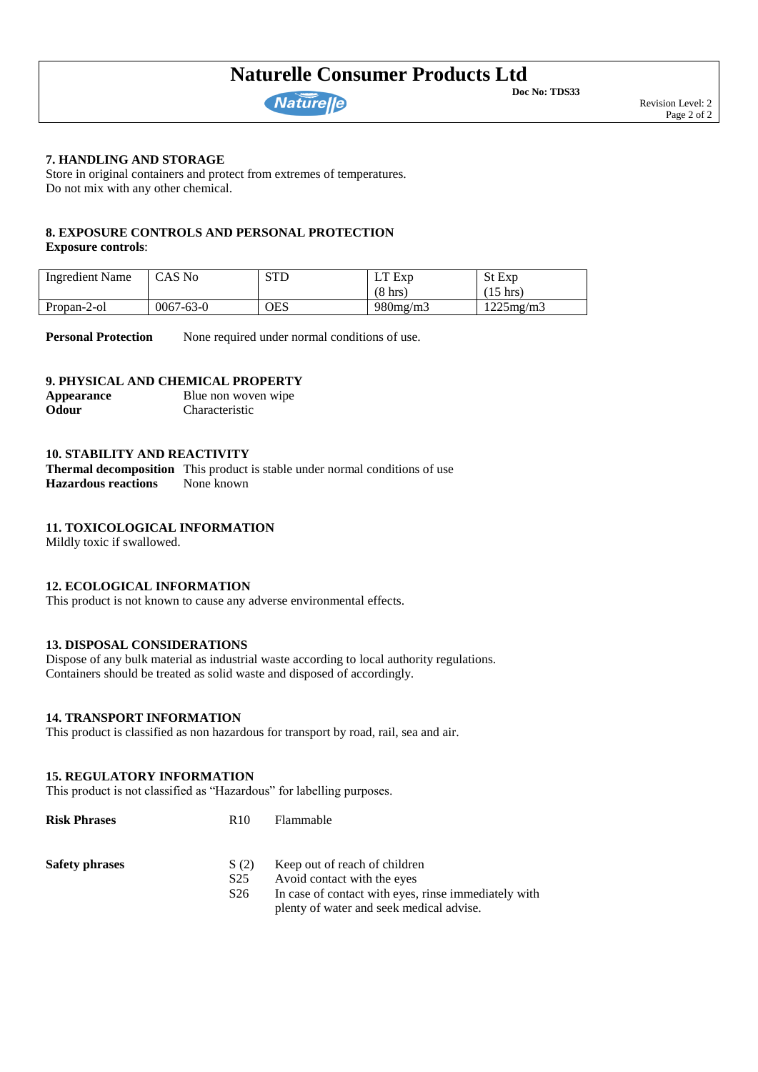## 7. HANDLING AND STORAGE

Store in original containers and protect from extremes of temperatures.
Do not mix with any other chemical.

## 8. EXPOSURE CONTROLS AND PERSONAL PROTECTION

**Exposure controls**:

| Ingredient Name | CAS No | STD | LT Exp (8 hrs) | St Exp (15 hrs) |
|---|---|---|---|---|
| Propan-2-ol | 0067-63-0 | OES | 980mg/m3 | 1225mg/m3 |

**Personal Protection** None required under normal conditions of use.

## 9. PHYSICAL AND CHEMICAL PROPERTY

**Appearance** Blue non woven wipe
**Odour** Characteristic

## 10. STABILITY AND REACTIVITY

**Thermal decomposition** This product is stable under normal conditions of use
**Hazardous reactions** None known

## 11. TOXICOLOGICAL INFORMATION

Mildly toxic if swallowed.

## 12. ECOLOGICAL INFORMATION

This product is not known to cause any adverse environmental effects.

## 13. DISPOSAL CONSIDERATIONS

Dispose of any bulk material as industrial waste according to local authority regulations.
Containers should be treated as solid waste and disposed of accordingly.

## 14. TRANSPORT INFORMATION

This product is classified as non hazardous for transport by road, rail, sea and air.

## 15. REGULATORY INFORMATION

This product is not classified as "Hazardous" for labelling purposes.

| | | |
|---|---|---|
| **Risk Phrases** | R10 | Flammable |
| **Safety phrases** | S (2) | Keep out of reach of children |
| | S25 | Avoid contact with the eyes |
| | S26 | In case of contact with eyes, rinse immediately with plenty of water and seek medical advise. |